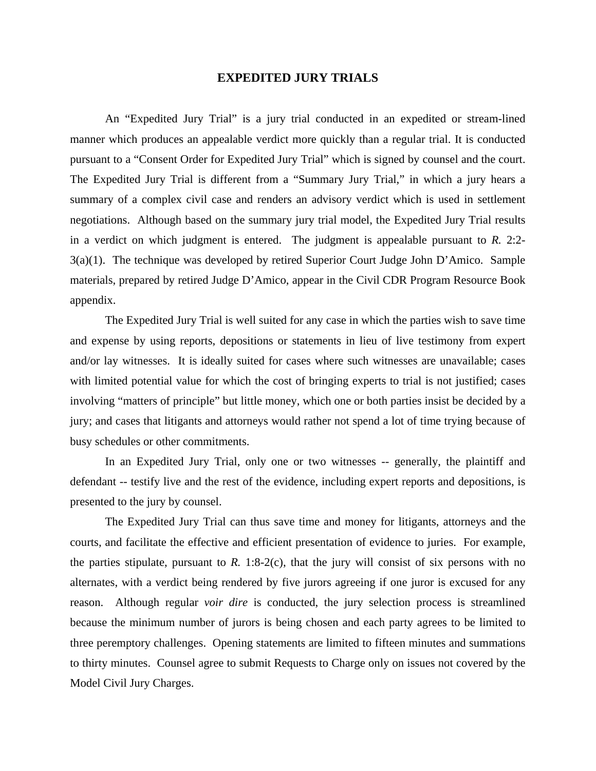# EXPEDITED JURY TRIALS

An "Expedited Jury Trial" is a jury trial conducted in an expedited or stream-lined manner which produces an appealable verdict more quickly than a regular trial. It is conducted pursuant to a "Consent Order for Expedited Jury Trial" which is signed by counsel and the court. The Expedited Jury Trial is different from a "Summary Jury Trial," in which a jury hears a summary of a complex civil case and renders an advisory verdict which is used in settlement negotiations. Although based on the summary jury trial model, the Expedited Jury Trial results in a verdict on which judgment is entered. The judgment is appealable pursuant to *R.* 2:2-3(a)(1). The technique was developed by retired Superior Court Judge John D'Amico. Sample materials, prepared by retired Judge D'Amico, appear in the Civil CDR Program Resource Book appendix.

The Expedited Jury Trial is well suited for any case in which the parties wish to save time and expense by using reports, depositions or statements in lieu of live testimony from expert and/or lay witnesses. It is ideally suited for cases where such witnesses are unavailable; cases with limited potential value for which the cost of bringing experts to trial is not justified; cases involving "matters of principle" but little money, which one or both parties insist be decided by a jury; and cases that litigants and attorneys would rather not spend a lot of time trying because of busy schedules or other commitments.

In an Expedited Jury Trial, only one or two witnesses -- generally, the plaintiff and defendant -- testify live and the rest of the evidence, including expert reports and depositions, is presented to the jury by counsel.

The Expedited Jury Trial can thus save time and money for litigants, attorneys and the courts, and facilitate the effective and efficient presentation of evidence to juries. For example, the parties stipulate, pursuant to *R.* 1:8-2(c), that the jury will consist of six persons with no alternates, with a verdict being rendered by five jurors agreeing if one juror is excused for any reason. Although regular *voir dire* is conducted, the jury selection process is streamlined because the minimum number of jurors is being chosen and each party agrees to be limited to three peremptory challenges. Opening statements are limited to fifteen minutes and summations to thirty minutes. Counsel agree to submit Requests to Charge only on issues not covered by the Model Civil Jury Charges.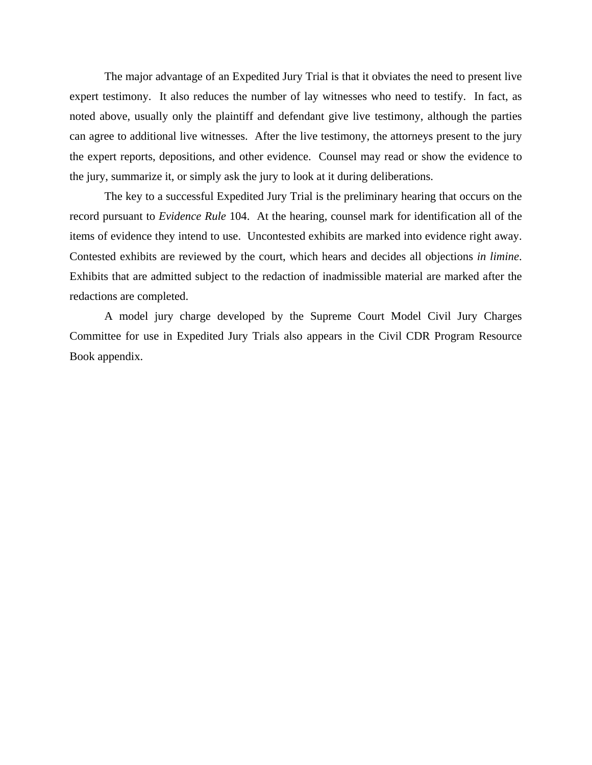The major advantage of an Expedited Jury Trial is that it obviates the need to present live expert testimony. It also reduces the number of lay witnesses who need to testify. In fact, as noted above, usually only the plaintiff and defendant give live testimony, although the parties can agree to additional live witnesses. After the live testimony, the attorneys present to the jury the expert reports, depositions, and other evidence. Counsel may read or show the evidence to the jury, summarize it, or simply ask the jury to look at it during deliberations.

The key to a successful Expedited Jury Trial is the preliminary hearing that occurs on the record pursuant to *Evidence Rule* 104. At the hearing, counsel mark for identification all of the items of evidence they intend to use. Uncontested exhibits are marked into evidence right away. Contested exhibits are reviewed by the court, which hears and decides all objections *in limine*. Exhibits that are admitted subject to the redaction of inadmissible material are marked after the redactions are completed.

A model jury charge developed by the Supreme Court Model Civil Jury Charges Committee for use in Expedited Jury Trials also appears in the Civil CDR Program Resource Book appendix.